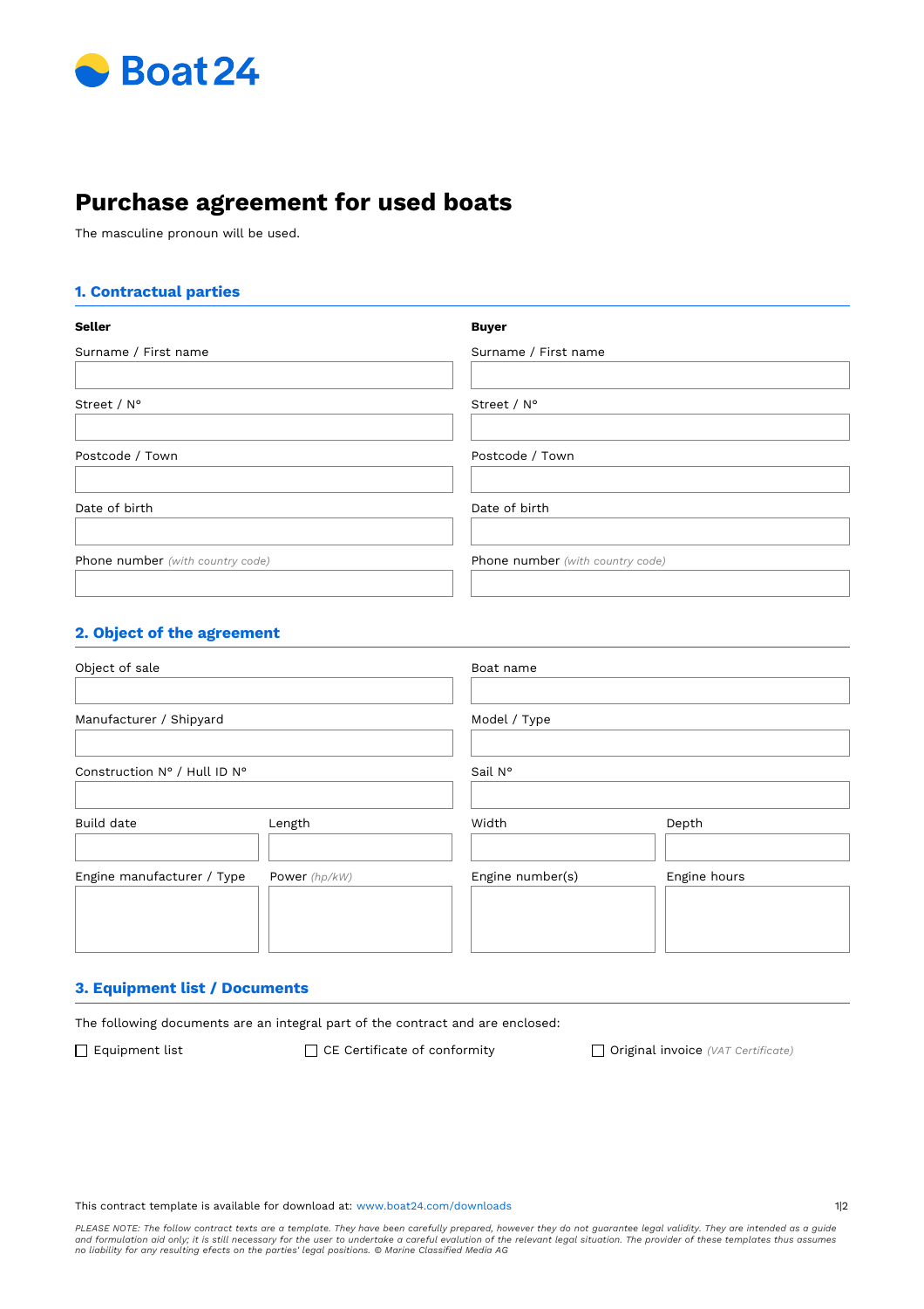Boat24

# Purchase agreement for used boats

The masculine pronoun will be used.

## 1. Contractual parties

| **Seller** | **Buyer** |
| --- | --- |
| Surname / First name | Surname / First name |
| | |
| Street / N° | Street / N° |
| | |
| Postcode / Town | Postcode / Town |
| | |
| Date of birth | Date of birth |
| | |
| Phone number *(with country code)* | Phone number *(with country code)* |
| | |

## 2. Object of the agreement

| Object of sale | | Boat name | |
| --- | --- | --- | --- |
| | | | |
| Manufacturer / Shipyard | | Model / Type | |
| | | | |
| Construction N° / Hull ID N° | | Sail N° | |
| | | | |
| Build date | Length | Width | Depth |
| | | | |
| Engine manufacturer / Type | Power *(hp/kW)* | Engine number(s) | Engine hours |
| | | | |

## 3. Equipment list / Documents

The following documents are an integral part of the contract and are enclosed:

☐ Equipment list ☐ CE Certificate of conformity ☐ Original invoice *(VAT Certificate)*

This contract template is available for download at: www.boat24.com/downloads

*PLEASE NOTE: The follow contract texts are a template. They have been carefully prepared, however they do not guarantee legal validity. They are intended as a guide and formulation aid only; it is still necessary for the user to undertake a careful evalution of the relevant legal situation. The provider of these templates thus assumes no liability for any resulting efects on the parties' legal positions. © Marine Classified Media AG*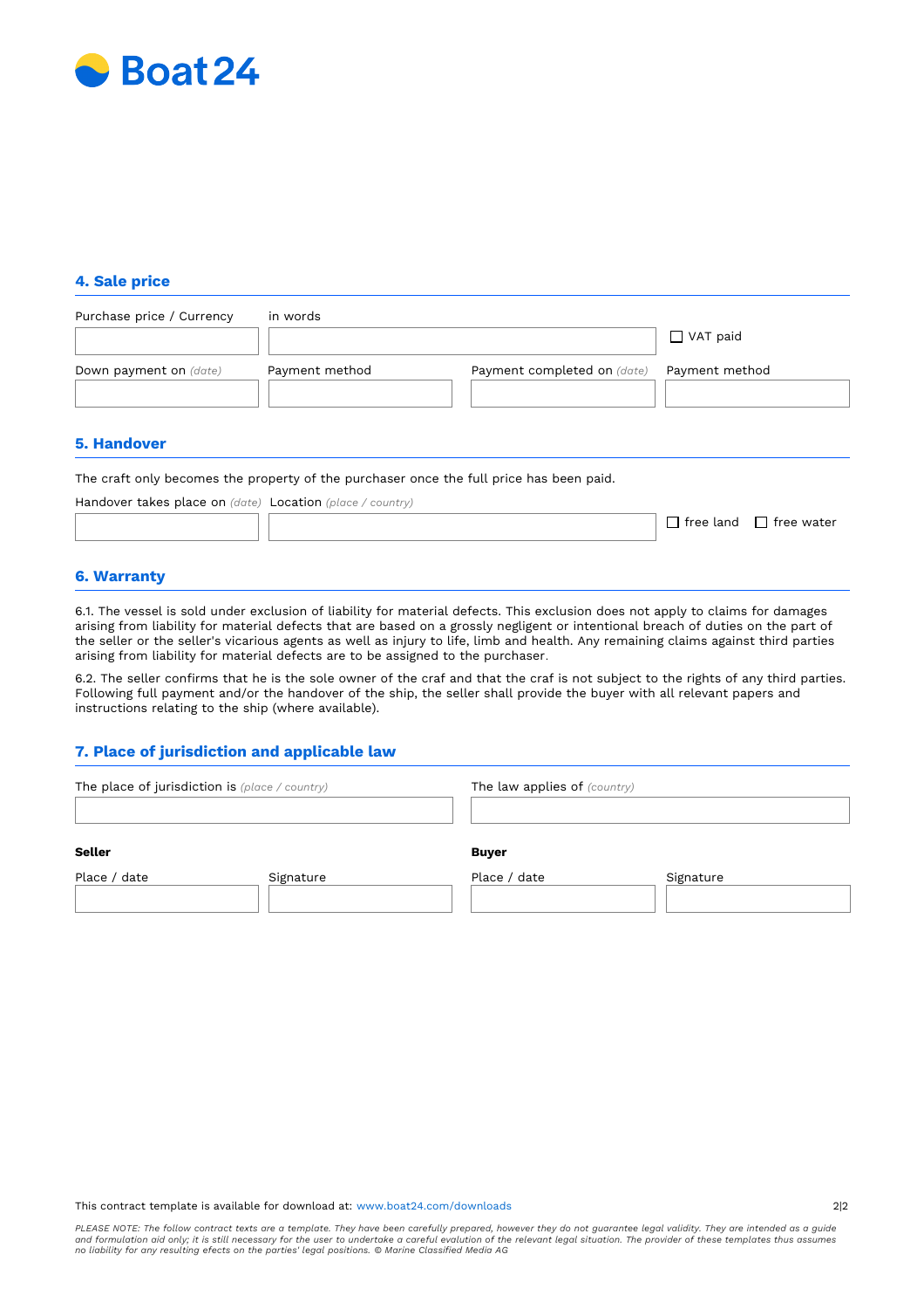Boat24

## 4. Sale price

| Purchase price / Currency | in words | | |
|---|---|---|---|
| | | | ☐ VAT paid |
| Down payment on *(date)* | Payment method | Payment completed on *(date)* | Payment method |
| | | | |

## 5. Handover

The craft only becomes the property of the purchaser once the full price has been paid.

| Handover takes place on *(date)* | Location *(place / country)* | |
|---|---|---|
| | | ☐ free land ☐ free water |

## 6. Warranty

6.1. The vessel is sold under exclusion of liability for material defects. This exclusion does not apply to claims for damages arising from liability for material defects that are based on a grossly negligent or intentional breach of duties on the part of the seller or the seller's vicarious agents as well as injury to life, limb and health. Any remaining claims against third parties arising from liability for material defects are to be assigned to the purchaser.

6.2. The seller confirms that he is the sole owner of the craf and that the craf is not subject to the rights of any third parties. Following full payment and/or the handover of the ship, the seller shall provide the buyer with all relevant papers and instructions relating to the ship (where available).

## 7. Place of jurisdiction and applicable law

| The place of jurisdiction is *(place / country)* | The law applies of *(country)* |
|---|---|
| | |

**Seller**

| Place / date | Signature |
|---|---|
| | |

**Buyer**

| Place / date | Signature |
|---|---|
| | |

This contract template is available for download at: www.boat24.com/downloads

*PLEASE NOTE: The follow contract texts are a template. They have been carefully prepared, however they do not guarantee legal validity. They are intended as a guide and formulation aid only; it is still necessary for the user to undertake a careful evalution of the relevant legal situation. The provider of these templates thus assumes no liability for any resulting efects on the parties' legal positions. © Marine Classified Media AG*